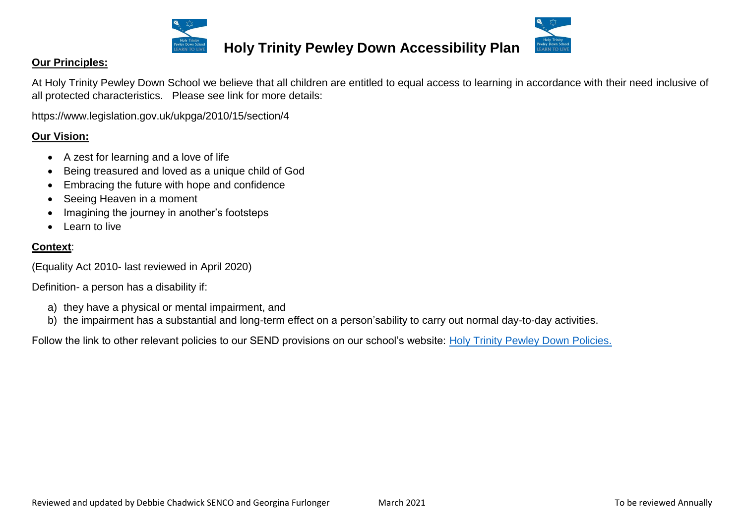# Holy Trinity Pewley Down Accessibility Plan

**Our Principles:**

At Holy Trinity Pewley Down School we believe that all children are entitled to equal access to learning in accordance with their need inclusive of all protected characteristics. Please see link for more details:

https://www.legislation.gov.uk/ukpga/2010/15/section/4

**Our Vision:**

- A zest for learning and a love of life
- Being treasured and loved as a unique child of God
- Embracing the future with hope and confidence
- Seeing Heaven in a moment
- Imagining the journey in another's footsteps
- Learn to live

**Context**:

(Equality Act 2010- last reviewed in April 2020)

Definition- a person has a disability if:

a) they have a physical or mental impairment, and
b) the impairment has a substantial and long-term effect on a person'sability to carry out normal day-to-day activities.

Follow the link to other relevant policies to our SEND provisions on our school's website: Holy Trinity Pewley Down Policies.

Reviewed and updated by Debbie Chadwick SENCO and Georgina Furlonger March 2021 To be reviewed Annually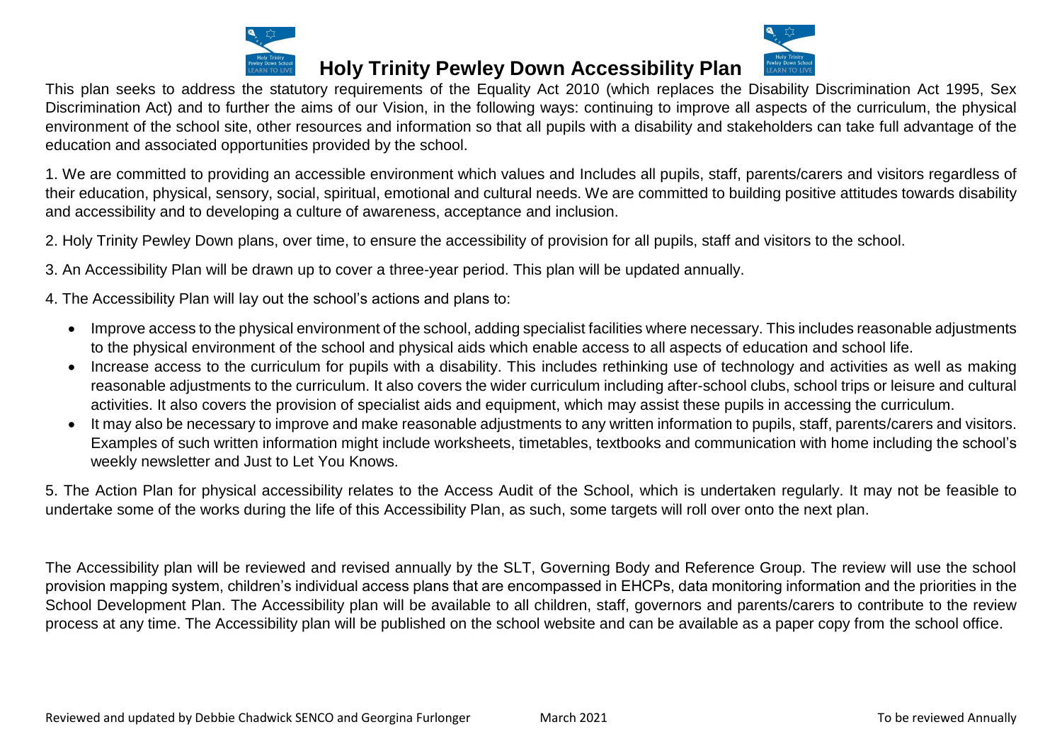# Holy Trinity Pewley Down Accessibility Plan

This plan seeks to address the statutory requirements of the Equality Act 2010 (which replaces the Disability Discrimination Act 1995, Sex Discrimination Act) and to further the aims of our Vision, in the following ways: continuing to improve all aspects of the curriculum, the physical environment of the school site, other resources and information so that all pupils with a disability and stakeholders can take full advantage of the education and associated opportunities provided by the school.

1. We are committed to providing an accessible environment which values and Includes all pupils, staff, parents/carers and visitors regardless of their education, physical, sensory, social, spiritual, emotional and cultural needs. We are committed to building positive attitudes towards disability and accessibility and to developing a culture of awareness, acceptance and inclusion.

2. Holy Trinity Pewley Down plans, over time, to ensure the accessibility of provision for all pupils, staff and visitors to the school.

3. An Accessibility Plan will be drawn up to cover a three-year period. This plan will be updated annually.

4. The Accessibility Plan will lay out the school's actions and plans to:

- Improve access to the physical environment of the school, adding specialist facilities where necessary. This includes reasonable adjustments to the physical environment of the school and physical aids which enable access to all aspects of education and school life.
- Increase access to the curriculum for pupils with a disability. This includes rethinking use of technology and activities as well as making reasonable adjustments to the curriculum. It also covers the wider curriculum including after-school clubs, school trips or leisure and cultural activities. It also covers the provision of specialist aids and equipment, which may assist these pupils in accessing the curriculum.
- It may also be necessary to improve and make reasonable adjustments to any written information to pupils, staff, parents/carers and visitors. Examples of such written information might include worksheets, timetables, textbooks and communication with home including the school's weekly newsletter and Just to Let You Knows.

5. The Action Plan for physical accessibility relates to the Access Audit of the School, which is undertaken regularly. It may not be feasible to undertake some of the works during the life of this Accessibility Plan, as such, some targets will roll over onto the next plan.

The Accessibility plan will be reviewed and revised annually by the SLT, Governing Body and Reference Group. The review will use the school provision mapping system, children's individual access plans that are encompassed in EHCPs, data monitoring information and the priorities in the School Development Plan. The Accessibility plan will be available to all children, staff, governors and parents/carers to contribute to the review process at any time. The Accessibility plan will be published on the school website and can be available as a paper copy from the school office.

Reviewed and updated by Debbie Chadwick SENCO and Georgina Furlonger March 2021 To be reviewed Annually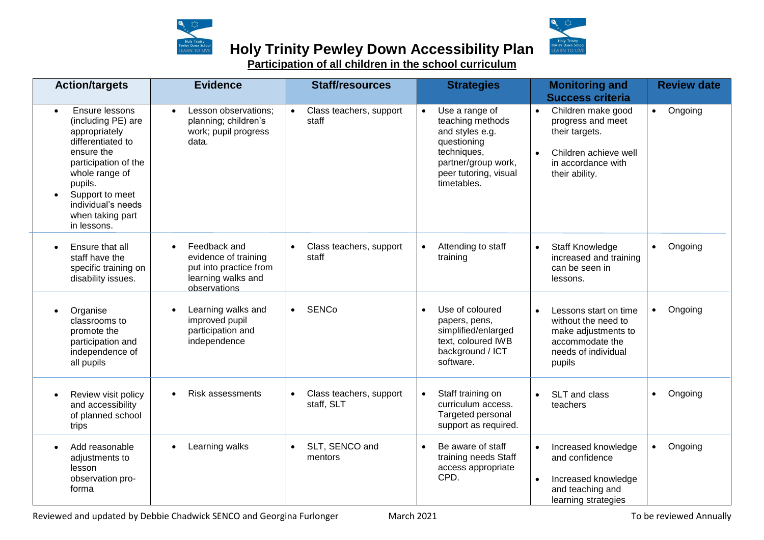# Holy Trinity Pewley Down Accessibility Plan

**Participation of all children in the school curriculum**

| Action/targets | Evidence | Staff/resources | Strategies | Monitoring and Success criteria | Review date |
|---|---|---|---|---|---|
| • Ensure lessons (including PE) are appropriately differentiated to ensure the participation of the whole range of pupils.<br>• Support to meet individual's needs when taking part in lessons. | • Lesson observations; planning; children's work; pupil progress data. | • Class teachers, support staff | • Use a range of teaching methods and styles e.g. questioning techniques, partner/group work, peer tutoring, visual timetables. | • Children make good progress and meet their targets.<br>• Children achieve well in accordance with their ability. | • Ongoing |
| • Ensure that all staff have the specific training on disability issues. | • Feedback and evidence of training put into practice from learning walks and observations | • Class teachers, support staff | • Attending to staff training | • Staff Knowledge increased and training can be seen in lessons. | • Ongoing |
| • Organise classrooms to promote the participation and independence of all pupils | • Learning walks and improved pupil participation and independence | • SENCo | • Use of coloured papers, pens, simplified/enlarged text, coloured IWB background / ICT software. | • Lessons start on time without the need to make adjustments to accommodate the needs of individual pupils | • Ongoing |
| • Review visit policy and accessibility of planned school trips | • Risk assessments | • Class teachers, support staff, SLT | • Staff training on curriculum access. Targeted personal support as required. | • SLT and class teachers | • Ongoing |
| • Add reasonable adjustments to lesson observation pro-forma | • Learning walks | • SLT, SENCO and mentors | • Be aware of staff training needs Staff access appropriate CPD. | • Increased knowledge and confidence<br>• Increased knowledge and teaching and learning strategies | • Ongoing |

Reviewed and updated by Debbie Chadwick SENCO and Georgina Furlonger March 2021 To be reviewed Annually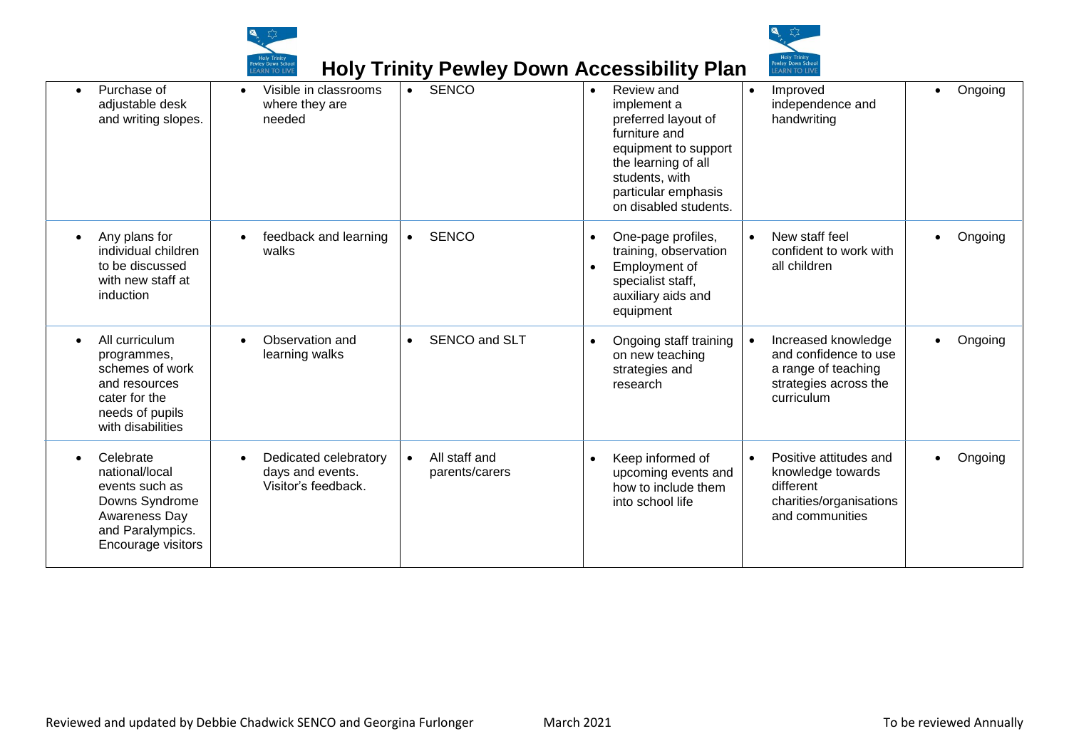# Holy Trinity Pewley Down Accessibility Plan

| | | | | | |
|---|---|---|---|---|---|
| Purchase of adjustable desk and writing slopes. | Visible in classrooms where they are needed | SENCO | Review and implement a preferred layout of furniture and equipment to support the learning of all students, with particular emphasis on disabled students. | Improved independence and handwriting | Ongoing |
| Any plans for individual children to be discussed with new staff at induction | feedback and learning walks | SENCO | One-page profiles, training, observation<br>Employment of specialist staff, auxiliary aids and equipment | New staff feel confident to work with all children | Ongoing |
| All curriculum programmes, schemes of work and resources cater for the needs of pupils with disabilities | Observation and learning walks | SENCO and SLT | Ongoing staff training on new teaching strategies and research | Increased knowledge and confidence to use a range of teaching strategies across the curriculum | Ongoing |
| Celebrate national/local events such as Downs Syndrome Awareness Day and Paralympics. Encourage visitors | Dedicated celebratory days and events. Visitor's feedback. | All staff and parents/carers | Keep informed of upcoming events and how to include them into school life | Positive attitudes and knowledge towards different charities/organisations and communities | Ongoing |

Reviewed and updated by Debbie Chadwick SENCO and Georgina Furlonger March 2021 To be reviewed Annually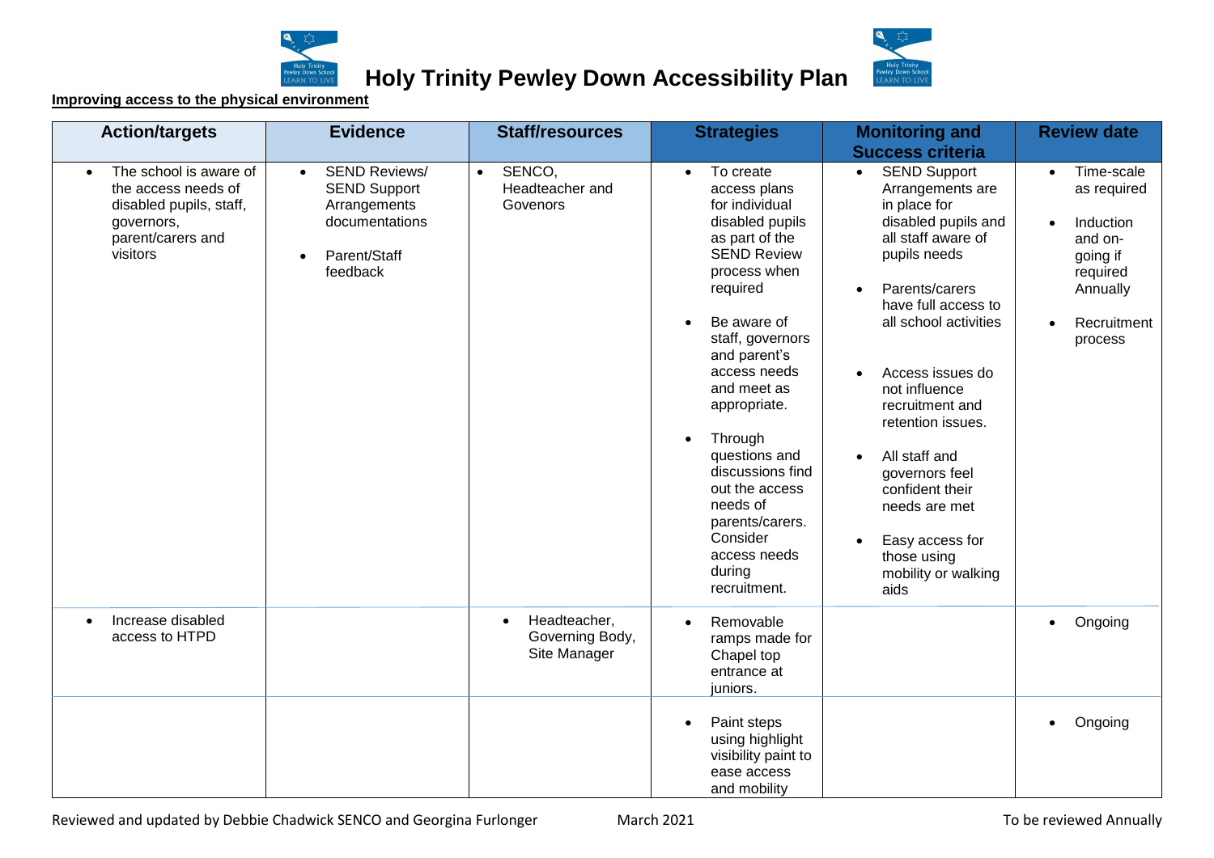# Holy Trinity Pewley Down Accessibility Plan

**Improving access to the physical environment**

| Action/targets | Evidence | Staff/resources | Strategies | Monitoring and Success criteria | Review date |
|---|---|---|---|---|---|
| • The school is aware of the access needs of disabled pupils, staff, governors, parent/carers and visitors | • SEND Reviews/ SEND Support Arrangements documentations<br>• Parent/Staff feedback | • SENCO, Headteacher and Govenors | • To create access plans for individual disabled pupils as part of the SEND Review process when required<br>• Be aware of staff, governors and parent's access needs and meet as appropriate.<br>• Through questions and discussions find out the access needs of parents/carers. Consider access needs during recruitment. | • SEND Support Arrangements are in place for disabled pupils and all staff aware of pupils needs<br>• Parents/carers have full access to all school activities<br>• Access issues do not influence recruitment and retention issues.<br>• All staff and governors feel confident their needs are met<br>• Easy access for those using mobility or walking aids | • Time-scale as required<br>• Induction and on-going if required Annually<br>• Recruitment process |
| • Increase disabled access to HTPD | | • Headteacher, Governing Body, Site Manager | • Removable ramps made for Chapel top entrance at juniors. | | • Ongoing |
| | | | • Paint steps using highlight visibility paint to ease access and mobility | | • Ongoing |

Reviewed and updated by Debbie Chadwick SENCO and Georgina Furlonger March 2021 To be reviewed Annually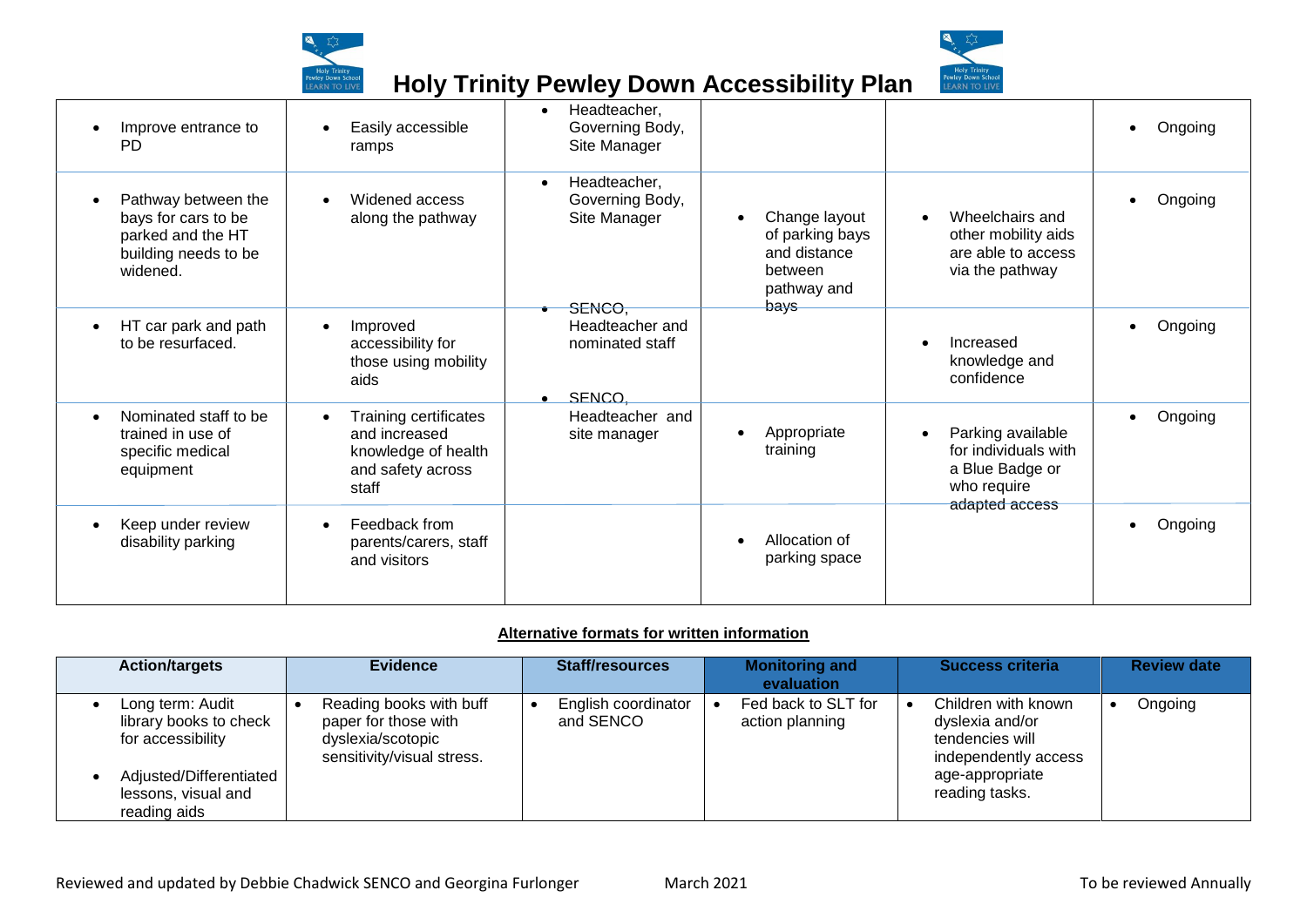# Holy Trinity Pewley Down Accessibility Plan

| | | | | | |
|---|---|---|---|---|---|
| • Improve entrance to PD | • Easily accessible ramps | • Headteacher, Governing Body, Site Manager | | | • Ongoing |
| • Pathway between the bays for cars to be parked and the HT building needs to be widened. | • Widened access along the pathway | • Headteacher, Governing Body, Site Manager | • Change layout of parking bays and distance between pathway and bays | • Wheelchairs and other mobility aids are able to access via the pathway | • Ongoing |
| • HT car park and path to be resurfaced. | • Improved accessibility for those using mobility aids | • SENCO, Headteacher and nominated staff | | • Increased knowledge and confidence | • Ongoing |
| • Nominated staff to be trained in use of specific medical equipment | • Training certificates and increased knowledge of health and safety across staff | • SENCO, Headteacher and site manager | • Appropriate training | • Parking available for individuals with a Blue Badge or who require adapted access | • Ongoing |
| • Keep under review disability parking | • Feedback from parents/carers, staff and visitors | | • Allocation of parking space | | • Ongoing |

**Alternative formats for written information**

| Action/targets | Evidence | Staff/resources | Monitoring and evaluation | Success criteria | Review date |
|---|---|---|---|---|---|
| • Long term: Audit library books to check for accessibility<br>• Adjusted/Differentiated lessons, visual and reading aids | • Reading books with buff paper for those with dyslexia/scotopic sensitivity/visual stress. | • English coordinator and SENCO | • Fed back to SLT for action planning | • Children with known dyslexia and/or tendencies will independently access age-appropriate reading tasks. | • Ongoing |

Reviewed and updated by Debbie Chadwick SENCO and Georgina Furlonger March 2021 To be reviewed Annually